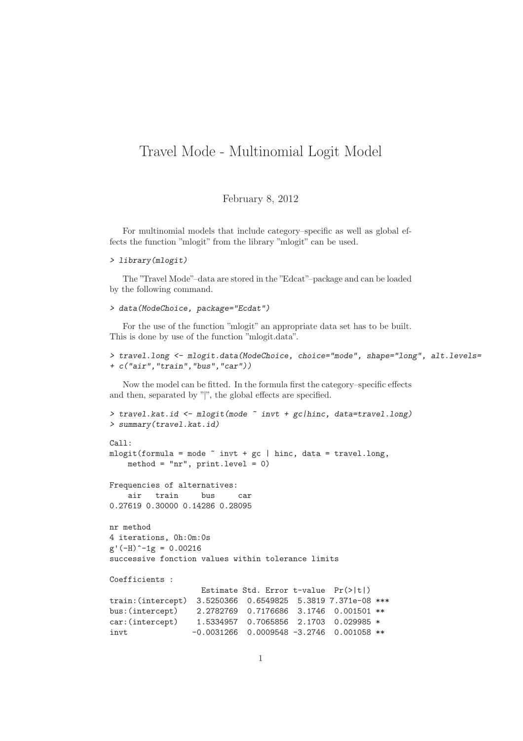# Travel Mode - Multinomial Logit Model

February 8, 2012

For multinomial models that include category–specific as well as global effects the function "mlogit" from the library "mlogit" can be used.

```
> library(mlogit)
```

The "Travel Mode"–data are stored in the "Edcat"–package and can be loaded by the following command.

```
> data(ModeChoice, package="Ecdat")
```

For the use of the function "mlogit" an appropriate data set has to be built. This is done by use of the function "mlogit.data".

```
> travel.long <- mlogit.data(ModeChoice, choice="mode", shape="long", alt.levels=
+ c("air","train","bus","car"))
```

Now the model can be fitted. In the formula first the category–specific effects and then, separated by "|", the global effects are specified.

```
> travel.kat.id <- mlogit(mode ~ invt + gc|hinc, data=travel.long)
> summary(travel.kat.id)

Call:
mlogit(formula = mode ~ invt + gc | hinc, data = travel.long,
    method = "nr", print.level = 0)

Frequencies of alternatives:
    air   train     bus     car
0.27619 0.30000 0.14286 0.28095

nr method
4 iterations, 0h:0m:0s
g'(-H)^-1g = 0.00216
successive fonction values within tolerance limits

Coefficients :
                    Estimate Std. Error t-value  Pr(>|t|)
train:(intercept)  3.5250366  0.6549825  5.3819 7.371e-08 ***
bus:(intercept)    2.2782769  0.7176686  3.1746  0.001501 **
car:(intercept)    1.5334957  0.7065856  2.1703  0.029985 *
invt              -0.0031266  0.0009548 -3.2746  0.001058 **
```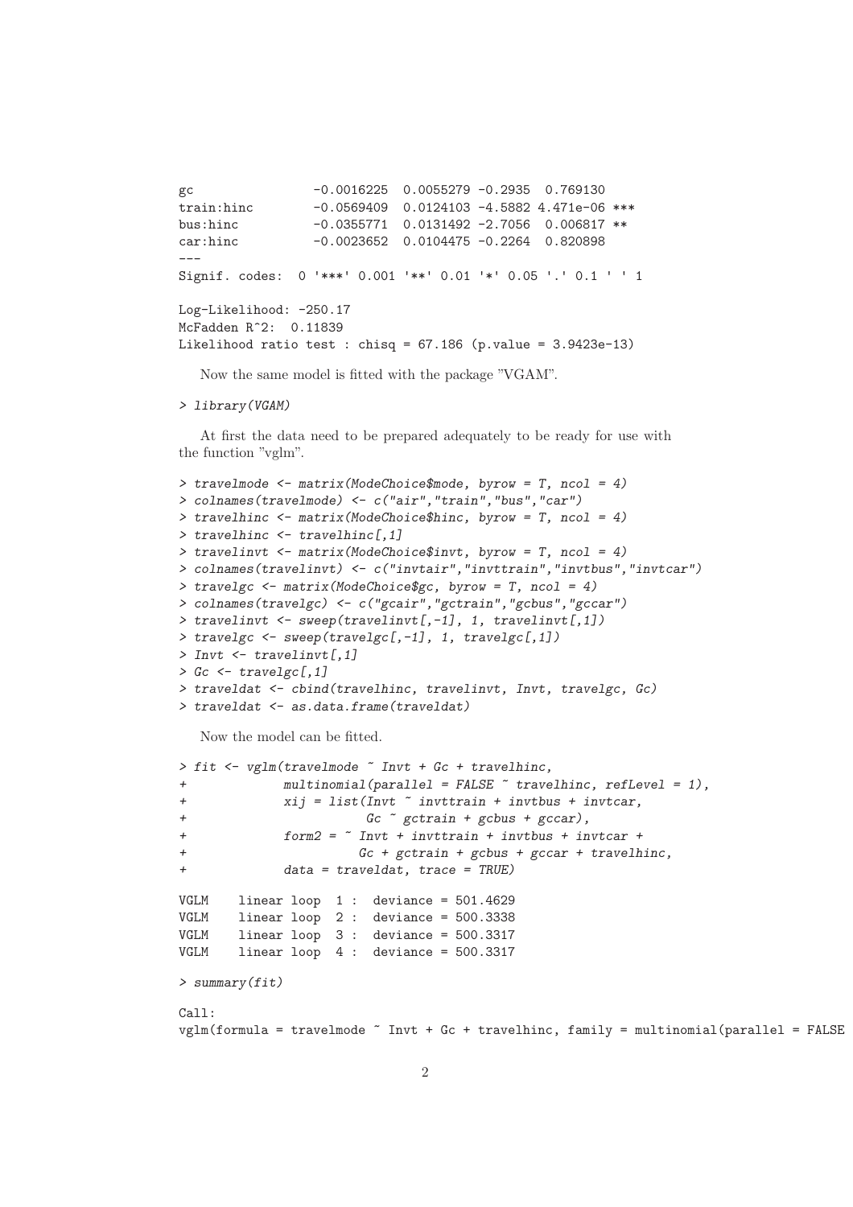```
gc                -0.0016225  0.0055279 -0.2935  0.769130
train:hinc        -0.0569409  0.0124103 -4.5882 4.471e-06 ***
bus:hinc          -0.0355771  0.0131492 -2.7056  0.006817 **
car:hinc          -0.0023652  0.0104475 -0.2264  0.820898
---
Signif. codes:  0 '***' 0.001 '**' 0.01 '*' 0.05 '.' 0.1 ' ' 1

Log-Likelihood: -250.17
McFadden R^2:  0.11839
Likelihood ratio test : chisq = 67.186 (p.value = 3.9423e-13)
```

Now the same model is fitted with the package "VGAM".

```
> library(VGAM)
```

At first the data need to be prepared adequately to be ready for use with the function "vglm".

```
> travelmode <- matrix(ModeChoice$mode, byrow = T, ncol = 4)
> colnames(travelmode) <- c("air","train","bus","car")
> travelhinc <- matrix(ModeChoice$hinc, byrow = T, ncol = 4)
> travelhinc <- travelhinc[,1]
> travelinvt <- matrix(ModeChoice$invt, byrow = T, ncol = 4)
> colnames(travelinvt) <- c("invtair","invttrain","invtbus","invtcar")
> travelgc <- matrix(ModeChoice$gc, byrow = T, ncol = 4)
> colnames(travelgc) <- c("gcair","gctrain","gcbus","gccar")
> travelinvt <- sweep(travelinvt[,-1], 1, travelinvt[,1])
> travelgc <- sweep(travelgc[,-1], 1, travelgc[,1])
> Invt <- travelinvt[,1]
> Gc <- travelgc[,1]
> traveldat <- cbind(travelhinc, travelinvt, Invt, travelgc, Gc)
> traveldat <- as.data.frame(traveldat)
```

Now the model can be fitted.

```
> fit <- vglm(travelmode ~ Invt + Gc + travelhinc,
+             multinomial(parallel = FALSE ~ travelhinc, refLevel = 1),
+             xij = list(Invt ~ invttrain + invtbus + invtcar,
+                        Gc ~ gctrain + gcbus + gccar),
+             form2 = ~ Invt + invttrain + invtbus + invtcar +
+                       Gc + gctrain + gcbus + gccar + travelhinc,
+             data = traveldat, trace = TRUE)

VGLM    linear loop  1 :  deviance = 501.4629
VGLM    linear loop  2 :  deviance = 500.3338
VGLM    linear loop  3 :  deviance = 500.3317
VGLM    linear loop  4 :  deviance = 500.3317

> summary(fit)

Call:
vglm(formula = travelmode ~ Invt + Gc + travelhinc, family = multinomial(parallel = FALSE
```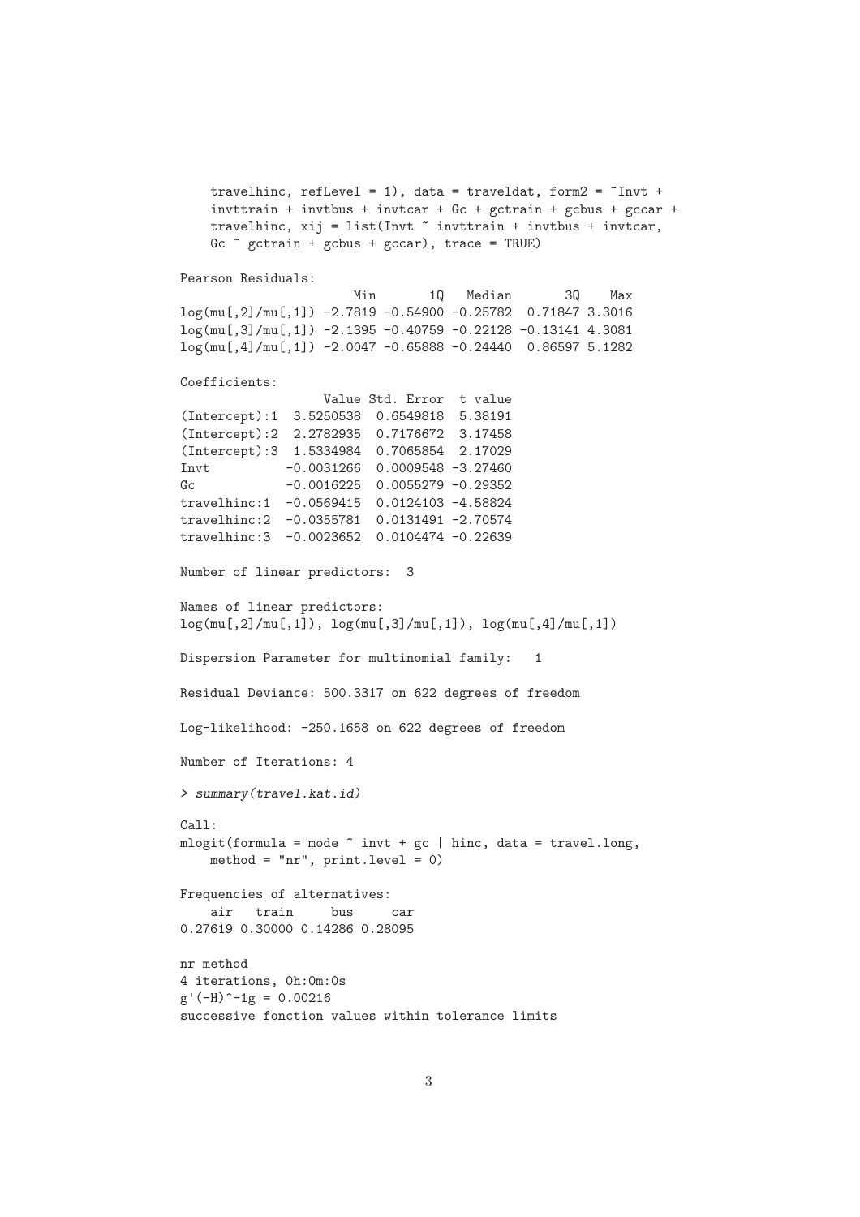```
    travelhinc, refLevel = 1), data = traveldat, form2 = ~Invt +
    invttrain + invtbus + invtcar + Gc + gctrain + gcbus + gccar +
    travelhinc, xij = list(Invt ~ invttrain + invtbus + invtcar,
    Gc ~ gctrain + gcbus + gccar), trace = TRUE)

Pearson Residuals:
                      Min       1Q   Median       3Q    Max
log(mu[,2]/mu[,1]) -2.7819 -0.54900 -0.25782  0.71847 3.3016
log(mu[,3]/mu[,1]) -2.1395 -0.40759 -0.22128 -0.13141 4.3081
log(mu[,4]/mu[,1]) -2.0047 -0.65888 -0.24440  0.86597 5.1282

Coefficients:
                  Value Std. Error  t value
(Intercept):1  3.5250538  0.6549818  5.38191
(Intercept):2  2.2782935  0.7176672  3.17458
(Intercept):3  1.5334984  0.7065854  2.17029
Invt          -0.0031266  0.0009548 -3.27460
Gc            -0.0016225  0.0055279 -0.29352
travelhinc:1  -0.0569415  0.0124103 -4.58824
travelhinc:2  -0.0355781  0.0131491 -2.70574
travelhinc:3  -0.0023652  0.0104474 -0.22639

Number of linear predictors:  3

Names of linear predictors:
log(mu[,2]/mu[,1]), log(mu[,3]/mu[,1]), log(mu[,4]/mu[,1])

Dispersion Parameter for multinomial family:   1

Residual Deviance: 500.3317 on 622 degrees of freedom

Log-likelihood: -250.1658 on 622 degrees of freedom

Number of Iterations: 4

> summary(travel.kat.id)

Call:
mlogit(formula = mode ~ invt + gc | hinc, data = travel.long,
    method = "nr", print.level = 0)

Frequencies of alternatives:
    air   train     bus     car
0.27619 0.30000 0.14286 0.28095

nr method
4 iterations, 0h:0m:0s
g'(-H)^-1g = 0.00216
successive fonction values within tolerance limits
```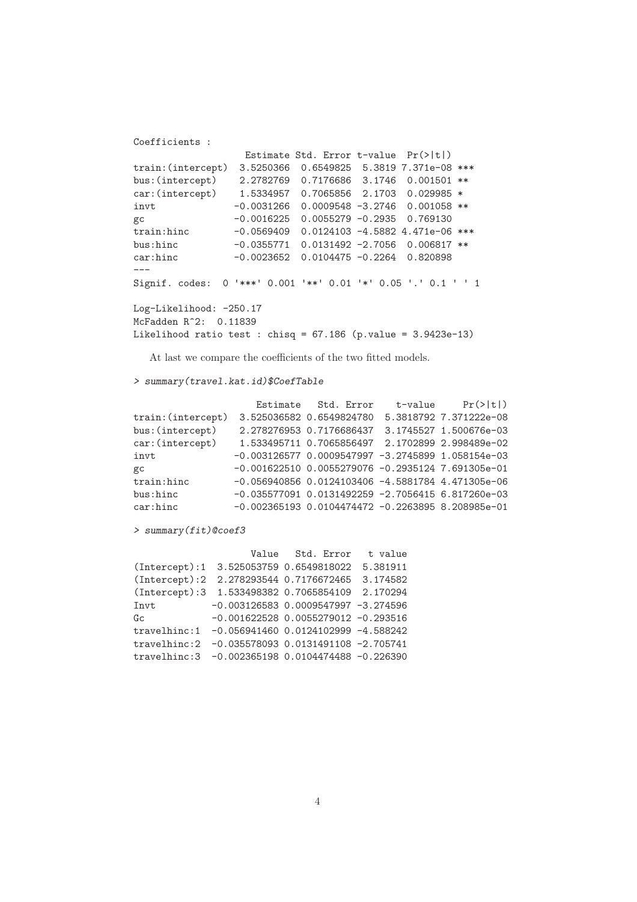```
Coefficients :
                   Estimate Std. Error t-value  Pr(>|t|)    
train:(intercept)  3.5250366  0.6549825  5.3819 7.371e-08 ***
bus:(intercept)    2.2782769  0.7176686  3.1746  0.001501 ** 
car:(intercept)    1.5334957  0.7065856  2.1703  0.029985 *  
invt              -0.0031266  0.0009548 -3.2746  0.001058 ** 
gc                -0.0016225  0.0055279 -0.2935  0.769130    
train:hinc        -0.0569409  0.0124103 -4.5882 4.471e-06 ***
bus:hinc          -0.0355771  0.0131492 -2.7056  0.006817 ** 
car:hinc          -0.0023652  0.0104475 -0.2264  0.820898    
---
Signif. codes:  0 '***' 0.001 '**' 0.01 '*' 0.05 '.' 0.1 ' ' 1

Log-Likelihood: -250.17
McFadden R^2:  0.11839 
Likelihood ratio test : chisq = 67.186 (p.value = 3.9423e-13)
```

At last we compare the coefficients of the two fitted models.

```
> summary(travel.kat.id)$CoefTable

                      Estimate   Std. Error    t-value     Pr(>|t|)
train:(intercept)  3.525036582 0.6549824780  5.3818792 7.371222e-08
bus:(intercept)    2.278276953 0.7176686437  3.1745527 1.500676e-03
car:(intercept)    1.533495711 0.7065856497  2.1702899 2.998489e-02
invt              -0.003126577 0.0009547997 -3.2745899 1.058154e-03
gc                -0.001622510 0.0055279076 -0.2935124 7.691305e-01
train:hinc        -0.056940856 0.0124103406 -4.5881784 4.471305e-06
bus:hinc          -0.035577091 0.0131492259 -2.7056415 6.817260e-03
car:hinc          -0.002365193 0.0104474472 -0.2263895 8.208985e-01
```

```
> summary(fit)@coef3

                      Value   Std. Error   t value
(Intercept):1  3.525053759 0.6549818022  5.381911
(Intercept):2  2.278293544 0.7176672465  3.174582
(Intercept):3  1.533498382 0.7065854109  2.170294
Invt          -0.003126583 0.0009547997 -3.274596
Gc            -0.001622528 0.0055279012 -0.293516
travelhinc:1  -0.056941460 0.0124102999 -4.588242
travelhinc:2  -0.035578093 0.0131491108 -2.705741
travelhinc:3  -0.002365198 0.0104474488 -0.226390
```